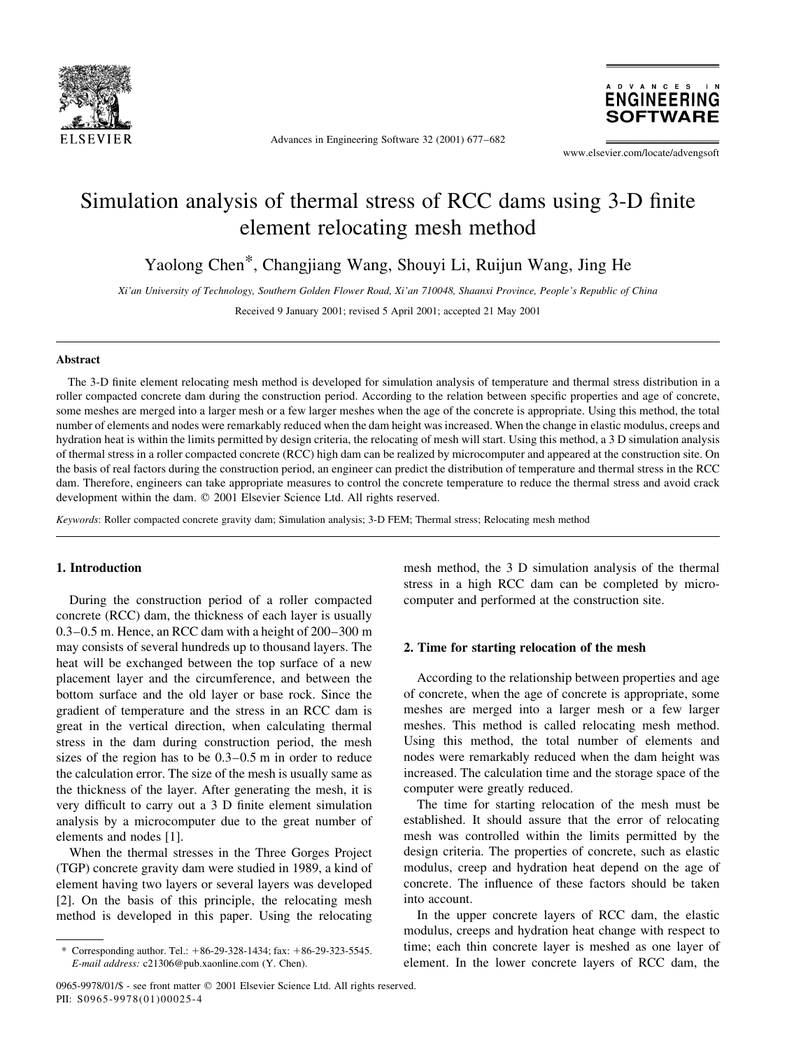# Simulation analysis of thermal stress of RCC dams using 3-D finite element relocating mesh method

Yaolong Chen*, Changjiang Wang, Shouyi Li, Ruijun Wang, Jing He

*Xi'an University of Technology, Southern Golden Flower Road, Xi'an 710048, Shaanxi Province, People's Republic of China*

Received 9 January 2001; revised 5 April 2001; accepted 21 May 2001

## Abstract

The 3-D finite element relocating mesh method is developed for simulation analysis of temperature and thermal stress distribution in a roller compacted concrete dam during the construction period. According to the relation between specific properties and age of concrete, some meshes are merged into a larger mesh or a few larger meshes when the age of the concrete is appropriate. Using this method, the total number of elements and nodes were remarkably reduced when the dam height was increased. When the change in elastic modulus, creeps and hydration heat is within the limits permitted by design criteria, the relocating of mesh will start. Using this method, a 3 D simulation analysis of thermal stress in a roller compacted concrete (RCC) high dam can be realized by microcomputer and appeared at the construction site. On the basis of real factors during the construction period, an engineer can predict the distribution of temperature and thermal stress in the RCC dam. Therefore, engineers can take appropriate measures to control the concrete temperature to reduce the thermal stress and avoid crack development within the dam. © 2001 Elsevier Science Ltd. All rights reserved.

*Keywords*: Roller compacted concrete gravity dam; Simulation analysis; 3-D FEM; Thermal stress; Relocating mesh method

## 1. Introduction

During the construction period of a roller compacted concrete (RCC) dam, the thickness of each layer is usually 0.3–0.5 m. Hence, an RCC dam with a height of 200–300 m may consists of several hundreds up to thousand layers. The heat will be exchanged between the top surface of a new placement layer and the circumference, and between the bottom surface and the old layer or base rock. Since the gradient of temperature and the stress in an RCC dam is great in the vertical direction, when calculating thermal stress in the dam during construction period, the mesh sizes of the region has to be 0.3–0.5 m in order to reduce the calculation error. The size of the mesh is usually same as the thickness of the layer. After generating the mesh, it is very difficult to carry out a 3 D finite element simulation analysis by a microcomputer due to the great number of elements and nodes [1].

When the thermal stresses in the Three Gorges Project (TGP) concrete gravity dam were studied in 1989, a kind of element having two layers or several layers was developed [2]. On the basis of this principle, the relocating mesh method is developed in this paper. Using the relocating mesh method, the 3 D simulation analysis of the thermal stress in a high RCC dam can be completed by microcomputer and performed at the construction site.

## 2. Time for starting relocation of the mesh

According to the relationship between properties and age of concrete, when the age of concrete is appropriate, some meshes are merged into a larger mesh or a few larger meshes. This method is called relocating mesh method. Using this method, the total number of elements and nodes were remarkably reduced when the dam height was increased. The calculation time and the storage space of the computer were greatly reduced.

The time for starting relocation of the mesh must be established. It should assure that the error of relocating mesh was controlled within the limits permitted by the design criteria. The properties of concrete, such as elastic modulus, creep and hydration heat depend on the age of concrete. The influence of these factors should be taken into account.

In the upper concrete layers of RCC dam, the elastic modulus, creeps and hydration heat change with respect to time; each thin concrete layer is meshed as one layer of element. In the lower concrete layers of RCC dam, the

\* Corresponding author. Tel.: +86-29-328-1434; fax: +86-29-323-5545. *E-mail address:* c21306@pub.xaonline.com (Y. Chen).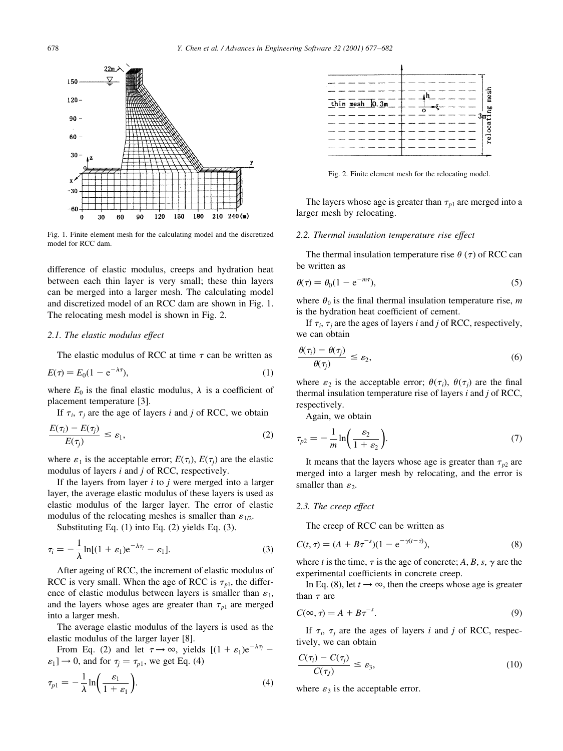Fig. 1. Finite element mesh for the calculating model and the discretized model for RCC dam.

difference of elastic modulus, creeps and hydration heat between each thin layer is very small; these thin layers can be merged into a larger mesh. The calculating model and discretized model of an RCC dam are shown in Fig. 1. The relocating mesh model is shown in Fig. 2.

### 2.1. The elastic modulus effect

The elastic modulus of RCC at time $\tau$ can be written as

$$E(\tau) = E_0(1 - e^{-\lambda\tau}), \tag{1}$$

where $E_0$ is the final elastic modulus, $\lambda$ is a coefficient of placement temperature [3].

If $\tau_i$, $\tau_j$ are the age of layers $i$ and $j$ of RCC, we obtain

$$\frac{E(\tau_i) - E(\tau_j)}{E(\tau_j)} \le \varepsilon_1, \tag{2}$$

where $\varepsilon_1$ is the acceptable error; $E(\tau_i)$, $E(\tau_j)$ are the elastic modulus of layers $i$ and $j$ of RCC, respectively.

If the layers from layer $i$ to $j$ were merged into a larger layer, the average elastic modulus of these layers is used as elastic modulus of the larger layer. The error of elastic modulus of the relocating meshes is smaller than $\varepsilon_{1/2}$.

Substituting Eq. (1) into Eq. (2) yields Eq. (3).

$$\tau_i = -\frac{1}{\lambda}\ln[(1 + \varepsilon_1)e^{-\lambda\tau_j} - \varepsilon_1]. \tag{3}$$

After ageing of RCC, the increment of elastic modulus of RCC is very small. When the age of RCC is $\tau_{p1}$, the difference of elastic modulus between layers is smaller than $\varepsilon_1$, and the layers whose ages are greater than $\tau_{p1}$ are merged into a larger mesh.

The average elastic modulus of the layers is used as the elastic modulus of the larger layer [8].

From Eq. (2) and let $\tau \to \infty$, yields $[(1 + \varepsilon_1)e^{-\lambda\tau_j} - \varepsilon_1] \to 0$, and for $\tau_j = \tau_{p1}$, we get Eq. (4)

$$\tau_{p1} = -\frac{1}{\lambda}\ln\left(\frac{\varepsilon_1}{1 + \varepsilon_1}\right). \tag{4}$$

Fig. 2. Finite element mesh for the relocating model.

The layers whose age is greater than $\tau_{p1}$ are merged into a larger mesh by relocating.

### 2.2. Thermal insulation temperature rise effect

The thermal insulation temperature rise $\theta$ ($\tau$) of RCC can be written as

$$\theta(\tau) = \theta_0(1 - e^{-m\tau}), \tag{5}$$

where $\theta_0$ is the final thermal insulation temperature rise, $m$ is the hydration heat coefficient of cement.

If $\tau_i$, $\tau_j$ are the ages of layers $i$ and $j$ of RCC, respectively, we can obtain

$$\frac{\theta(\tau_i) - \theta(\tau_j)}{\theta(\tau_j)} \le \varepsilon_2, \tag{6}$$

where $\varepsilon_2$ is the acceptable error; $\theta(\tau_i)$, $\theta(\tau_j)$ are the final thermal insulation temperature rise of layers $i$ and $j$ of RCC, respectively.

Again, we obtain

$$\tau_{p2} = -\frac{1}{m}\ln\left(\frac{\varepsilon_2}{1 + \varepsilon_2}\right). \tag{7}$$

It means that the layers whose age is greater than $\tau_{p2}$ are merged into a larger mesh by relocating, and the error is smaller than $\varepsilon_2$.

### 2.3. The creep effect

The creep of RCC can be written as

$$C(t, \tau) = (A + B\tau^{-s})(1 - e^{-\gamma(t-\tau)}), \tag{8}$$

where $t$ is the time, $\tau$ is the age of concrete; $A$, $B$, $s$, $\gamma$ are the experimental coefficients in concrete creep.

In Eq. (8), let $t \to \infty$, then the creeps whose age is greater than $\tau$ are

$$C(\infty, \tau) = A + B\tau^{-s}. \tag{9}$$

If $\tau_i$, $\tau_j$ are the ages of layers $i$ and $j$ of RCC, respectively, we can obtain

$$\frac{C(\tau_i) - C(\tau_j)}{C(\tau_J)} \le \varepsilon_3, \tag{10}$$

where $\varepsilon_3$ is the acceptable error.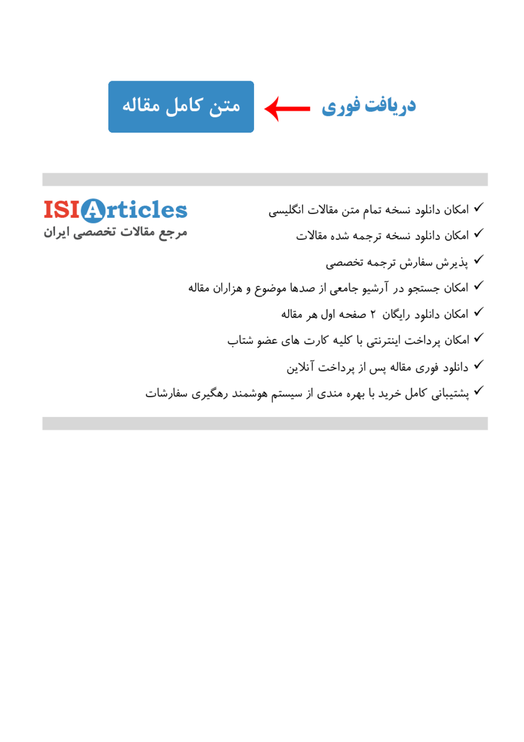دریافت فوری ← متن کامل مقاله

**ISIArticles**

مرجع مقالات تخصصی ایران

- ✓ امکان دانلود نسخه تمام متن مقالات انگلیسی
- ✓ امکان دانلود نسخه ترجمه شده مقالات
- ✓ پذیرش سفارش ترجمه تخصصی
- ✓ امکان جستجو در آرشیو جامعی از صدها موضوع و هزاران مقاله
- ✓ امکان دانلود رایگان ۲ صفحه اول هر مقاله
- ✓ امکان پرداخت اینترنتی با کلیه کارت های عضو شتاب
- ✓ دانلود فوری مقاله پس از پرداخت آنلاین
- ✓ پشتیبانی کامل خرید با بهره مندی از سیستم هوشمند رهگیری سفارشات